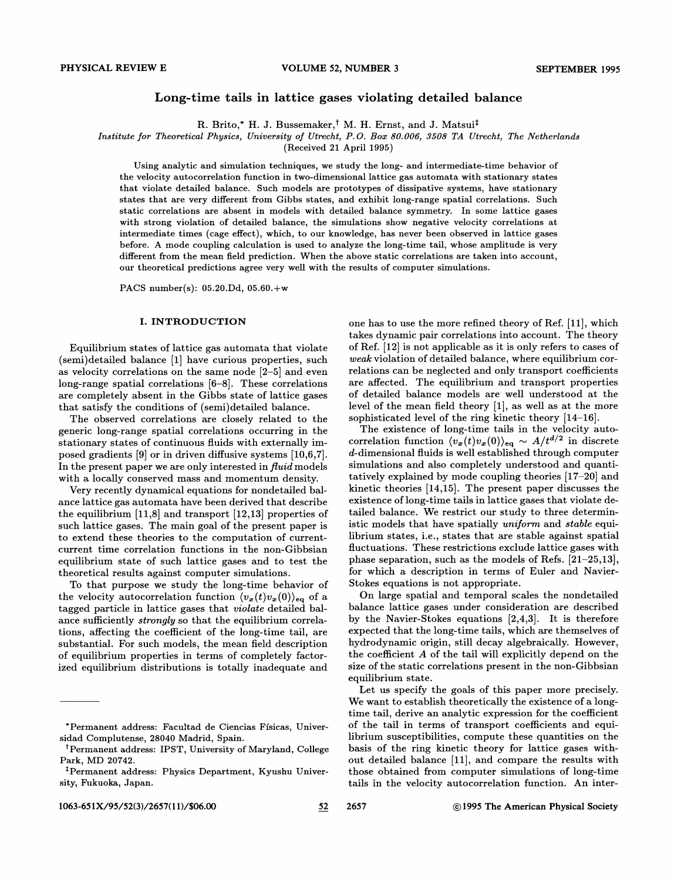# Long-time tails in lattice gases violating detailed balance

R. Brito,* H. J. Bussemaker,† M. H. Ernst, and J. Matsui‡

*Institute for Theoretical Physics, University of Utrecht, P.O. Box 80.006, 3508 TA Utrecht, The Netherlands*

(Received 21 April 1995)

Using analytic and simulation techniques, we study the long- and intermediate-time behavior of the velocity autocorrelation function in two-dimensional lattice gas automata with stationary states that violate detailed balance. Such models are prototypes of dissipative systems, have stationary states that are very different from Gibbs states, and exhibit long-range spatial correlations. Such static correlations are absent in models with detailed balance symmetry. In some lattice gases with strong violation of detailed balance, the simulations show negative velocity correlations at intermediate times (cage effect), which, to our knowledge, has never been observed in lattice gases before. A mode coupling calculation is used to analyze the long-time tail, whose amplitude is very different from the mean field prediction. When the above static correlations are taken into account, our theoretical predictions agree very well with the results of computer simulations.

PACS number(s): 05.20.Dd, 05.60.+w

## I. INTRODUCTION

Equilibrium states of lattice gas automata that violate (semi)detailed balance [1] have curious properties, such as velocity correlations on the same node [2–5] and even long-range spatial correlations [6–8]. These correlations are completely absent in the Gibbs state of lattice gases that satisfy the conditions of (semi)detailed balance.

The observed correlations are closely related to the generic long-range spatial correlations occurring in the stationary states of continuous fluids with externally imposed gradients [9] or in driven diffusive systems [10,6,7]. In the present paper we are only interested in *fluid* models with a locally conserved mass and momentum density.

Very recently dynamical equations for nondetailed balance lattice gas automata have been derived that describe the equilibrium [11,8] and transport [12,13] properties of such lattice gases. The main goal of the present paper is to extend these theories to the computation of current-current time correlation functions in the non-Gibbsian equilibrium state of such lattice gases and to test the theoretical results against computer simulations.

To that purpose we study the long-time behavior of the velocity autocorrelation function $\langle v_x(t)v_x(0)\rangle_{\rm eq}$ of a tagged particle in lattice gases that *violate* detailed balance sufficiently *strongly* so that the equilibrium correlations, affecting the coefficient of the long-time tail, are substantial. For such models, the mean field description of equilibrium properties in terms of completely factorized equilibrium distributions is totally inadequate and one has to use the more refined theory of Ref. [11], which takes dynamic pair correlations into account. The theory of Ref. [12] is not applicable as it is only refers to cases of *weak* violation of detailed balance, where equilibrium correlations can be neglected and only transport coefficients are affected. The equilibrium and transport properties of detailed balance models are well understood at the level of the mean field theory [1], as well as at the more sophisticated level of the ring kinetic theory [14–16].

The existence of long-time tails in the velocity autocorrelation function $\langle v_x(t)v_x(0)\rangle_{\rm eq} \sim A/t^{d/2}$ in discrete $d$-dimensional fluids is well established through computer simulations and also completely understood and quantitatively explained by mode coupling theories [17–20] and kinetic theories [14,15]. The present paper discusses the existence of long-time tails in lattice gases that violate detailed balance. We restrict our study to three deterministic models that have spatially *uniform* and *stable* equilibrium states, i.e., states that are stable against spatial fluctuations. These restrictions exclude lattice gases with phase separation, such as the models of Refs. [21–25,13], for which a description in terms of Euler and Navier-Stokes equations is not appropriate.

On large spatial and temporal scales the nondetailed balance lattice gases under consideration are described by the Navier-Stokes equations [2,4,3]. It is therefore expected that the long-time tails, which are themselves of hydrodynamic origin, still decay algebraically. However, the coefficient $A$ of the tail will explicitly depend on the size of the static correlations present in the non-Gibbsian equilibrium state.

Let us specify the goals of this paper more precisely. We want to establish theoretically the existence of a long-time tail, derive an analytic expression for the coefficient of the tail in terms of transport coefficients and equilibrium susceptibilities, compute these quantities on the basis of the ring kinetic theory for lattice gases without detailed balance [11], and compare the results with those obtained from computer simulations of long-time tails in the velocity autocorrelation function. An inter-

---

*Permanent address: Facultad de Ciencias Físicas, Universidad Complutense, 28040 Madrid, Spain.

†Permanent address: IPST, University of Maryland, College Park, MD 20742.

‡Permanent address: Physics Department, Kyushu University, Fukuoka, Japan.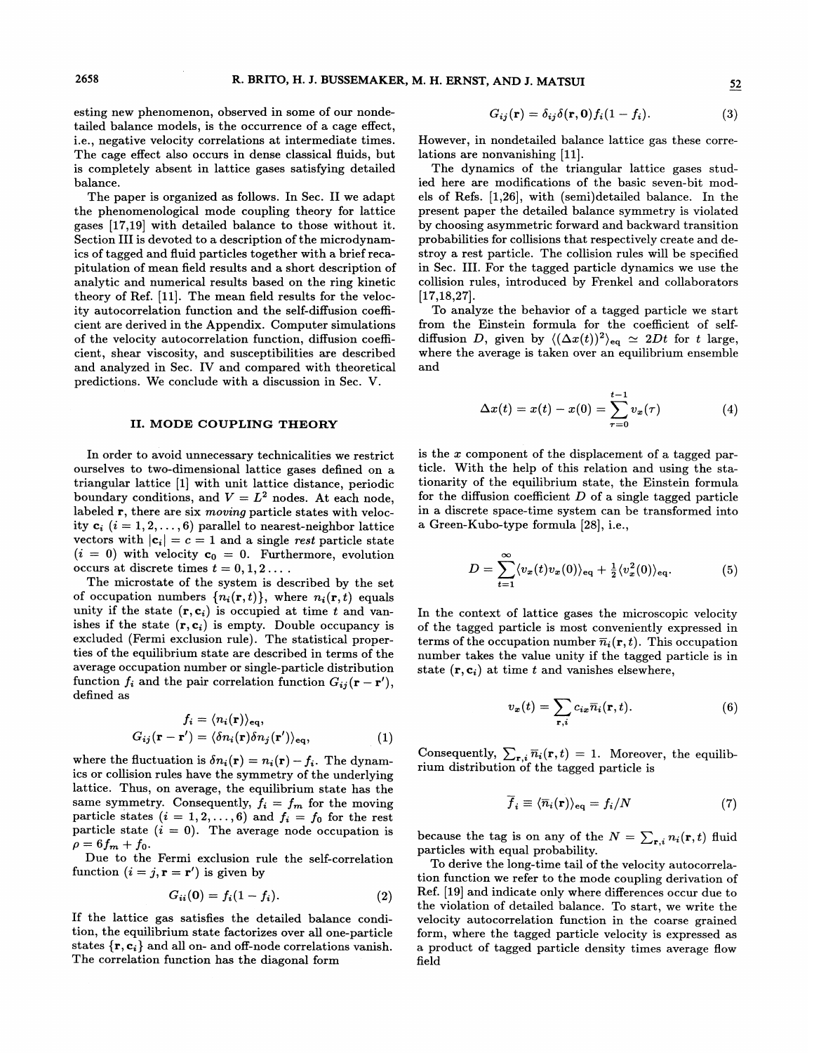esting new phenomenon, observed in some of our nondetailed balance models, is the occurrence of a cage effect, i.e., negative velocity correlations at intermediate times. The cage effect also occurs in dense classical fluids, but is completely absent in lattice gases satisfying detailed balance.

The paper is organized as follows. In Sec. II we adapt the phenomenological mode coupling theory for lattice gases [17,19] with detailed balance to those without it. Section III is devoted to a description of the microdynamics of tagged and fluid particles together with a brief recapitulation of mean field results and a short description of analytic and numerical results based on the ring kinetic theory of Ref. [11]. The mean field results for the velocity autocorrelation function and the self-diffusion coefficient are derived in the Appendix. Computer simulations of the velocity autocorrelation function, diffusion coefficient, shear viscosity, and susceptibilities are described and analyzed in Sec. IV and compared with theoretical predictions. We conclude with a discussion in Sec. V.

## II. MODE COUPLING THEORY

In order to avoid unnecessary technicalities we restrict ourselves to two-dimensional lattice gases defined on a triangular lattice [1] with unit lattice distance, periodic boundary conditions, and $V = L^2$ nodes. At each node, labeled $\mathbf{r}$, there are six *moving* particle states with velocity $\mathbf{c}_i$ ($i = 1, 2, \ldots, 6$) parallel to nearest-neighbor lattice vectors with $|\mathbf{c}_i| = c = 1$ and a single *rest* particle state ($i = 0$) with velocity $\mathbf{c}_0 = 0$. Furthermore, evolution occurs at discrete times $t = 0, 1, 2 \ldots$.

The microstate of the system is described by the set of occupation numbers $\{n_i(\mathbf{r}, t)\}$, where $n_i(\mathbf{r}, t)$ equals unity if the state $(\mathbf{r}, \mathbf{c}_i)$ is occupied at time $t$ and vanishes if the state $(\mathbf{r}, \mathbf{c}_i)$ is empty. Double occupancy is excluded (Fermi exclusion rule). The statistical properties of the equilibrium state are described in terms of the average occupation number or single-particle distribution function $f_i$ and the pair correlation function $G_{ij}(\mathbf{r} - \mathbf{r}')$, defined as

$$
\begin{aligned}
f_i &= \langle n_i(\mathbf{r}) \rangle_{\text{eq}}, \\
G_{ij}(\mathbf{r} - \mathbf{r}') &= \langle \delta n_i(\mathbf{r}) \delta n_j(\mathbf{r}') \rangle_{\text{eq}},
\end{aligned}
\tag{1}
$$

where the fluctuation is $\delta n_i(\mathbf{r}) = n_i(\mathbf{r}) - f_i$. The dynamics or collision rules have the symmetry of the underlying lattice. Thus, on average, the equilibrium state has the same symmetry. Consequently, $f_i = f_m$ for the moving particle states ($i = 1, 2, \ldots, 6$) and $f_i = f_0$ for the rest particle state ($i = 0$). The average node occupation is $\rho = 6f_m + f_0$.

Due to the Fermi exclusion rule the self-correlation function ($i = j, \mathbf{r} = \mathbf{r}'$) is given by

$$
G_{ii}(\mathbf{0}) = f_i(1 - f_i). \tag{2}
$$

If the lattice gas satisfies the detailed balance condition, the equilibrium state factorizes over all one-particle states $\{\mathbf{r}, \mathbf{c}_i\}$ and all on- and off-node correlations vanish. The correlation function has the diagonal form

$$
G_{ij}(\mathbf{r}) = \delta_{ij} \delta(\mathbf{r}, \mathbf{0}) f_i(1 - f_i). \tag{3}
$$

However, in nondetailed balance lattice gas these correlations are nonvanishing [11].

The dynamics of the triangular lattice gases studied here are modifications of the basic seven-bit models of Refs. [1,26], with (semi)detailed balance. In the present paper the detailed balance symmetry is violated by choosing asymmetric forward and backward transition probabilities for collisions that respectively create and destroy a rest particle. The collision rules will be specified in Sec. III. For the tagged particle dynamics we use the collision rules, introduced by Frenkel and collaborators [17,18,27].

To analyze the behavior of a tagged particle we start from the Einstein formula for the coefficient of self-diffusion $D$, given by $\langle (\Delta x(t))^2 \rangle_{\text{eq}} \simeq 2Dt$ for $t$ large, where the average is taken over an equilibrium ensemble and

$$
\Delta x(t) = x(t) - x(0) = \sum_{\tau=0}^{t-1} v_x(\tau) \tag{4}
$$

is the $x$ component of the displacement of a tagged particle. With the help of this relation and using the stationarity of the equilibrium state, the Einstein formula for the diffusion coefficient $D$ of a single tagged particle in a discrete space-time system can be transformed into a Green-Kubo-type formula [28], i.e.,

$$
D = \sum_{t=1}^{\infty} \langle v_x(t) v_x(0) \rangle_{\text{eq}} + \tfrac{1}{2} \langle v_x^2(0) \rangle_{\text{eq}}. \tag{5}
$$

In the context of lattice gases the microscopic velocity of the tagged particle is most conveniently expressed in terms of the occupation number $\overline{n}_i(\mathbf{r}, t)$. This occupation number takes the value unity if the tagged particle is in state $(\mathbf{r}, \mathbf{c}_i)$ at time $t$ and vanishes elsewhere,

$$
v_x(t) = \sum_{\mathbf{r}, i} c_{ix} \overline{n}_i(\mathbf{r}, t). \tag{6}
$$

Consequently, $\sum_{\mathbf{r}, i} \overline{n}_i(\mathbf{r}, t) = 1$. Moreover, the equilibrium distribution of the tagged particle is

$$
\overline{f}_i \equiv \langle \overline{n}_i(\mathbf{r}) \rangle_{\text{eq}} = f_i / N \tag{7}
$$

because the tag is on any of the $N = \sum_{\mathbf{r}, i} n_i(\mathbf{r}, t)$ fluid particles with equal probability.

To derive the long-time tail of the velocity autocorrelation function we refer to the mode coupling derivation of Ref. [19] and indicate only where differences occur due to the violation of detailed balance. To start, we write the velocity autocorrelation function in the coarse grained form, where the tagged particle velocity is expressed as a product of tagged particle density times average flow field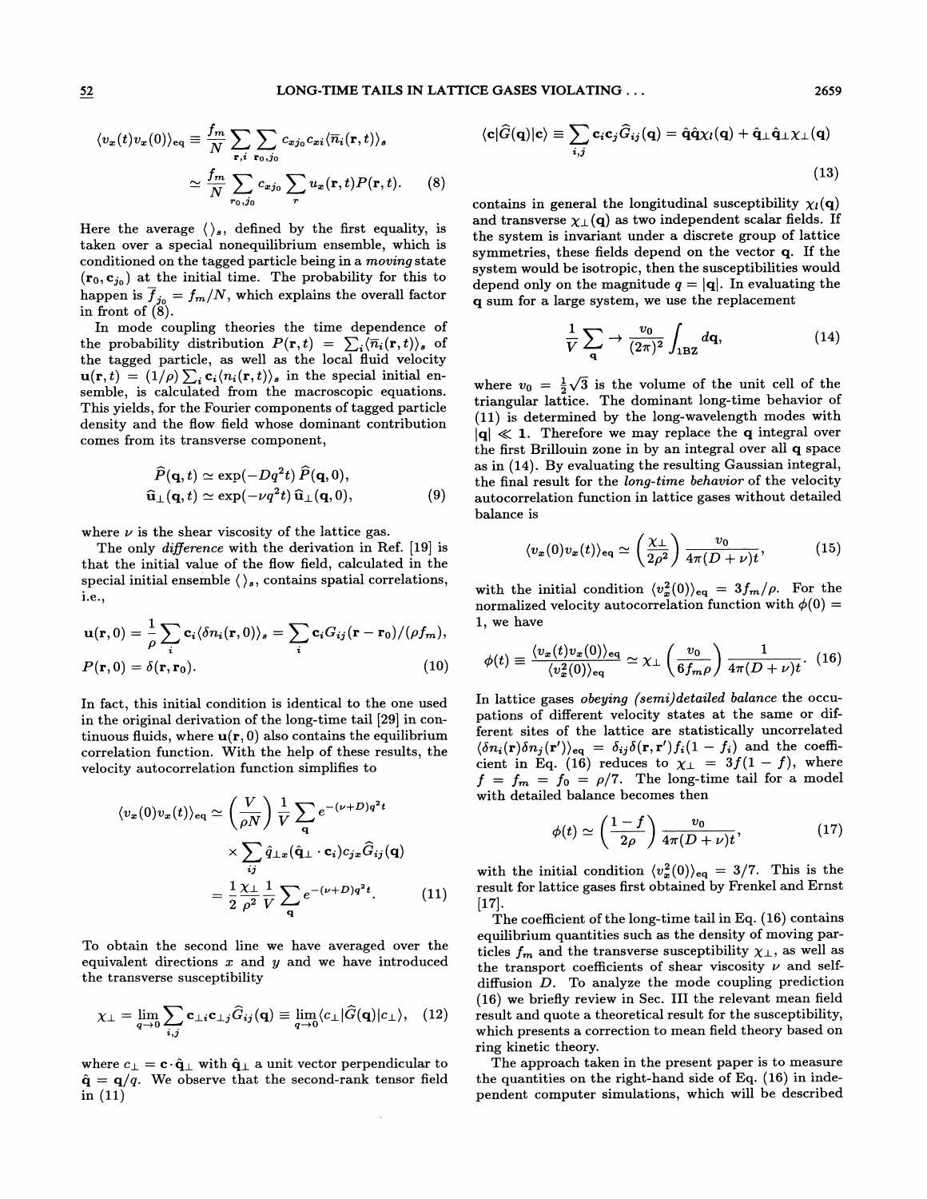$$\langle v_x(t)v_x(0)\rangle_{\rm eq} \equiv \frac{f_m}{N}\sum_{\mathbf{r},i}\sum_{\mathbf{r}_0,j_0} c_{xj_0}c_{xi}\langle \overline{n}_i(\mathbf{r},t)\rangle_s$$

$$\simeq \frac{f_m}{N}\sum_{r_0,j_0} c_{xj_0}\sum_{r} u_x(\mathbf{r},t)P(\mathbf{r},t). \quad (8)$$

Here the average $\langle\rangle_s$, defined by the first equality, is taken over a special nonequilibrium ensemble, which is conditioned on the tagged particle being in a *moving* state $(\mathbf{r}_0, \mathbf{c}_{j_0})$ at the initial time. The probability for this to happen is $\overline{f}_{j_0} = f_m/N$, which explains the overall factor in front of (8).

In mode coupling theories the time dependence of the probability distribution $P(\mathbf{r},t) = \sum_i \langle \overline{n}_i(\mathbf{r},t)\rangle_s$ of the tagged particle, as well as the local fluid velocity $\mathbf{u}(\mathbf{r},t) = (1/\rho)\sum_i \mathbf{c}_i\langle n_i(\mathbf{r},t)\rangle_s$ in the special initial ensemble, is calculated from the macroscopic equations. This yields, for the Fourier components of tagged particle density and the flow field whose dominant contribution comes from its transverse component,

$$\widehat{P}(\mathbf{q},t) \simeq \exp(-Dq^2 t)\,\widehat{P}(\mathbf{q},0),$$
$$\widehat{\mathbf{u}}_\perp(\mathbf{q},t) \simeq \exp(-\nu q^2 t)\,\widehat{\mathbf{u}}_\perp(\mathbf{q},0), \quad (9)$$

where $\nu$ is the shear viscosity of the lattice gas.

The only *difference* with the derivation in Ref. [19] is that the initial value of the flow field, calculated in the special initial ensemble $\langle\rangle_s$, contains spatial correlations, i.e.,

$$\mathbf{u}(\mathbf{r},0) = \frac{1}{\rho}\sum_i \mathbf{c}_i\langle\delta n_i(\mathbf{r},0)\rangle_s = \sum_i \mathbf{c}_i G_{ij}(\mathbf{r}-\mathbf{r}_0)/(\rho f_m),$$
$$P(\mathbf{r},0) = \delta(\mathbf{r},\mathbf{r}_0). \quad (10)$$

In fact, this initial condition is identical to the one used in the original derivation of the long-time tail [29] in continuous fluids, where $\mathbf{u}(\mathbf{r},0)$ also contains the equilibrium correlation function. With the help of these results, the velocity autocorrelation function simplifies to

$$\langle v_x(0)v_x(t)\rangle_{\rm eq} \simeq \left(\frac{V}{\rho N}\right)\frac{1}{V}\sum_{\mathbf{q}} e^{-(\nu+D)q^2 t}$$
$$\times \sum_{ij}\hat{q}_{\perp x}(\hat{\mathbf{q}}_\perp\cdot\mathbf{c}_i)c_{jx}\widehat{G}_{ij}(\mathbf{q})$$
$$= \frac{1}{2}\frac{\chi_\perp}{\rho^2}\frac{1}{V}\sum_{\mathbf{q}} e^{-(\nu+D)q^2 t}. \quad (11)$$

To obtain the second line we have averaged over the equivalent directions $x$ and $y$ and we have introduced the transverse susceptibility

$$\chi_\perp = \lim_{q\to 0}\sum_{i,j}\mathbf{c}_{\perp i}\mathbf{c}_{\perp j}\widehat{G}_{ij}(\mathbf{q}) \equiv \lim_{q\to 0}\langle c_\perp|\widehat{G}(\mathbf{q})|c_\perp\rangle, \quad (12)$$

where $c_\perp = \mathbf{c}\cdot\hat{\mathbf{q}}_\perp$ with $\hat{\mathbf{q}}_\perp$ a unit vector perpendicular to $\hat{\mathbf{q}} = \mathbf{q}/q$. We observe that the second-rank tensor field in (11)

$$\langle \mathbf{c}|\widehat{G}(\mathbf{q})|\mathbf{c}\rangle \equiv \sum_{i,j}\mathbf{c}_i\mathbf{c}_j\widehat{G}_{ij}(\mathbf{q}) = \hat{\mathbf{q}}\hat{\mathbf{q}}\chi_l(\mathbf{q}) + \hat{\mathbf{q}}_\perp\hat{\mathbf{q}}_\perp\chi_\perp(\mathbf{q}) \quad (13)$$

contains in general the longitudinal susceptibility $\chi_l(\mathbf{q})$ and transverse $\chi_\perp(\mathbf{q})$ as two independent scalar fields. If the system is invariant under a discrete group of lattice symmetries, these fields depend on the vector $\mathbf{q}$. If the system would be isotropic, then the susceptibilities would depend only on the magnitude $q = |\mathbf{q}|$. In evaluating the $\mathbf{q}$ sum for a large system, we use the replacement

$$\frac{1}{V}\sum_{\mathbf{q}} \to \frac{v_0}{(2\pi)^2}\int_{\rm 1BZ} d\mathbf{q}, \quad (14)$$

where $v_0 = \frac{1}{2}\sqrt{3}$ is the volume of the unit cell of the triangular lattice. The dominant long-time behavior of (11) is determined by the long-wavelength modes with $|\mathbf{q}| \ll 1$. Therefore we may replace the $\mathbf{q}$ integral over the first Brillouin zone in by an integral over all $\mathbf{q}$ space as in (14). By evaluating the resulting Gaussian integral, the final result for the *long-time behavior* of the velocity autocorrelation function in lattice gases without detailed balance is

$$\langle v_x(0)v_x(t)\rangle_{\rm eq} \simeq \left(\frac{\chi_\perp}{2\rho^2}\right)\frac{v_0}{4\pi(D+\nu)t}, \quad (15)$$

with the initial condition $\langle v_x^2(0)\rangle_{\rm eq} = 3f_m/\rho$. For the normalized velocity autocorrelation function with $\phi(0) = 1$, we have

$$\phi(t) \equiv \frac{\langle v_x(t)v_x(0)\rangle_{\rm eq}}{\langle v_x^2(0)\rangle_{\rm eq}} \simeq \chi_\perp\left(\frac{v_0}{6f_m\rho}\right)\frac{1}{4\pi(D+\nu)t}. \quad (16)$$

In lattice gases *obeying (semi)detailed balance* the occupations of different velocity states at the same or different sites of the lattice are statistically uncorrelated $\langle\delta n_i(\mathbf{r})\delta n_j(\mathbf{r}')\rangle_{\rm eq} = \delta_{ij}\delta(\mathbf{r},\mathbf{r}')f_i(1-f_i)$ and the coefficient in Eq. (16) reduces to $\chi_\perp = 3f(1-f)$, where $f = f_m = f_0 = \rho/7$. The long-time tail for a model with detailed balance becomes then

$$\phi(t) \simeq \left(\frac{1-f}{2\rho}\right)\frac{v_0}{4\pi(D+\nu)t}, \quad (17)$$

with the initial condition $\langle v_x^2(0)\rangle_{\rm eq} = 3/7$. This is the result for lattice gases first obtained by Frenkel and Ernst [17].

The coefficient of the long-time tail in Eq. (16) contains equilibrium quantities such as the density of moving particles $f_m$ and the transverse susceptibility $\chi_\perp$, as well as the transport coefficients of shear viscosity $\nu$ and self-diffusion $D$. To analyze the mode coupling prediction (16) we briefly review in Sec. III the relevant mean field result and quote a theoretical result for the susceptibility, which presents a correction to mean field theory based on ring kinetic theory.

The approach taken in the present paper is to measure the quantities on the right-hand side of Eq. (16) in independent computer simulations, which will be described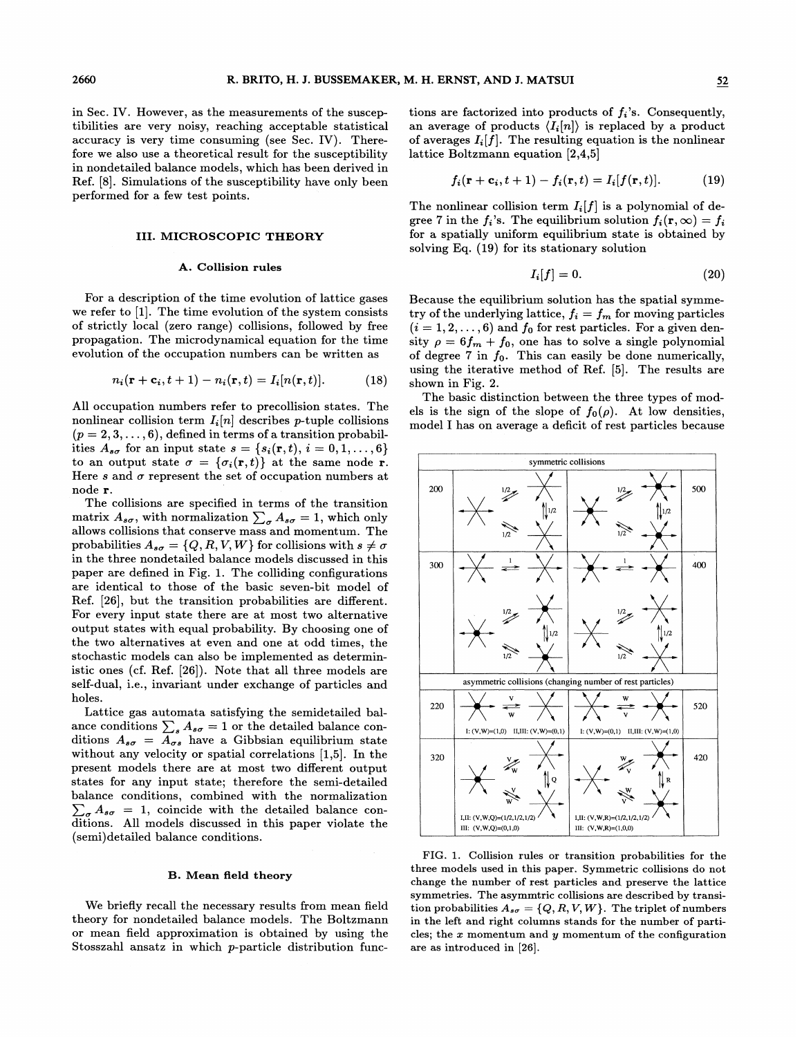in Sec. IV. However, as the measurements of the susceptibilities are very noisy, reaching acceptable statistical accuracy is very time consuming (see Sec. IV). Therefore we also use a theoretical result for the susceptibility in nondetailed balance models, which has been derived in Ref. [8]. Simulations of the susceptibility have only been performed for a few test points.

## III. MICROSCOPIC THEORY

### A. Collision rules

For a description of the time evolution of lattice gases we refer to [1]. The time evolution of the system consists of strictly local (zero range) collisions, followed by free propagation. The microdynamical equation for the time evolution of the occupation numbers can be written as

$$n_i(\mathbf{r} + \mathbf{c}_i, t+1) - n_i(\mathbf{r}, t) = I_i[n(\mathbf{r}, t)]. \tag{18}$$

All occupation numbers refer to precollision states. The nonlinear collision term $I_i[n]$ describes $p$-tuple collisions ($p = 2, 3, \ldots, 6$), defined in terms of a transition probabilities $A_{s\sigma}$ for an input state $s = \{s_i(\mathbf{r}, t), i = 0, 1, \ldots, 6\}$ to an output state $\sigma = \{\sigma_i(\mathbf{r}, t)\}$ at the same node $\mathbf{r}$. Here $s$ and $\sigma$ represent the set of occupation numbers at node $\mathbf{r}$.

The collisions are specified in terms of the transition matrix $A_{s\sigma}$, with normalization $\sum_\sigma A_{s\sigma} = 1$, which only allows collisions that conserve mass and momentum. The probabilities $A_{s\sigma} = \{Q, R, V, W\}$ for collisions with $s \neq \sigma$ in the three nondetailed balance models discussed in this paper are defined in Fig. 1. The colliding configurations are identical to those of the basic seven-bit model of Ref. [26], but the transition probabilities are different. For every input state there are at most two alternative output states with equal probability. By choosing one of the two alternatives at even and one at odd times, the stochastic models can also be implemented as deterministic ones (cf. Ref. [26]). Note that all three models are self-dual, i.e., invariant under exchange of particles and holes.

Lattice gas automata satisfying the semidetailed balance conditions $\sum_s A_{s\sigma} = 1$ or the detailed balance conditions $A_{s\sigma} = A_{\sigma s}$ have a Gibbsian equilibrium state without any velocity or spatial correlations [1,5]. In the present models there are at most two different output states for any input state; therefore the semi-detailed balance conditions, combined with the normalization $\sum_\sigma A_{s\sigma} = 1$, coincide with the detailed balance conditions. All models discussed in this paper violate the (semi)detailed balance conditions.

### B. Mean field theory

We briefly recall the necessary results from mean field theory for nondetailed balance models. The Boltzmann or mean field approximation is obtained by using the Stosszahl ansatz in which $p$-particle distribution functions are factorized into products of $f_i$'s. Consequently, an average of products $\langle I_i[n] \rangle$ is replaced by a product of averages $I_i[f]$. The resulting equation is the nonlinear lattice Boltzmann equation [2,4,5]

$$f_i(\mathbf{r} + \mathbf{c}_i, t+1) - f_i(\mathbf{r}, t) = I_i[f(\mathbf{r}, t)]. \tag{19}$$

The nonlinear collision term $I_i[f]$ is a polynomial of degree 7 in the $f_i$'s. The equilibrium solution $f_i(\mathbf{r}, \infty) = f_i$ for a spatially uniform equilibrium state is obtained by solving Eq. (19) for its stationary solution

$$I_i[f] = 0. \tag{20}$$

Because the equilibrium solution has the spatial symmetry of the underlying lattice, $f_i = f_m$ for moving particles ($i = 1, 2, \ldots, 6$) and $f_0$ for rest particles. For a given density $\rho = 6f_m + f_0$, one has to solve a single polynomial of degree 7 in $f_0$. This can easily be done numerically, using the iterative method of Ref. [5]. The results are shown in Fig. 2.

The basic distinction between the three types of models is the sign of the slope of $f_0(\rho)$. At low densities, model I has on average a deficit of rest particles because

FIG. 1. Collision rules or transition probabilities for the three models used in this paper. Symmetric collisions do not change the number of rest particles and preserve the lattice symmetries. The asymmtric collisions are described by transition probabilities $A_{s\sigma} = \{Q, R, V, W\}$. The triplet of numbers in the left and right columns stands for the number of particles; the $x$ momentum and $y$ momentum of the configuration are as introduced in [26].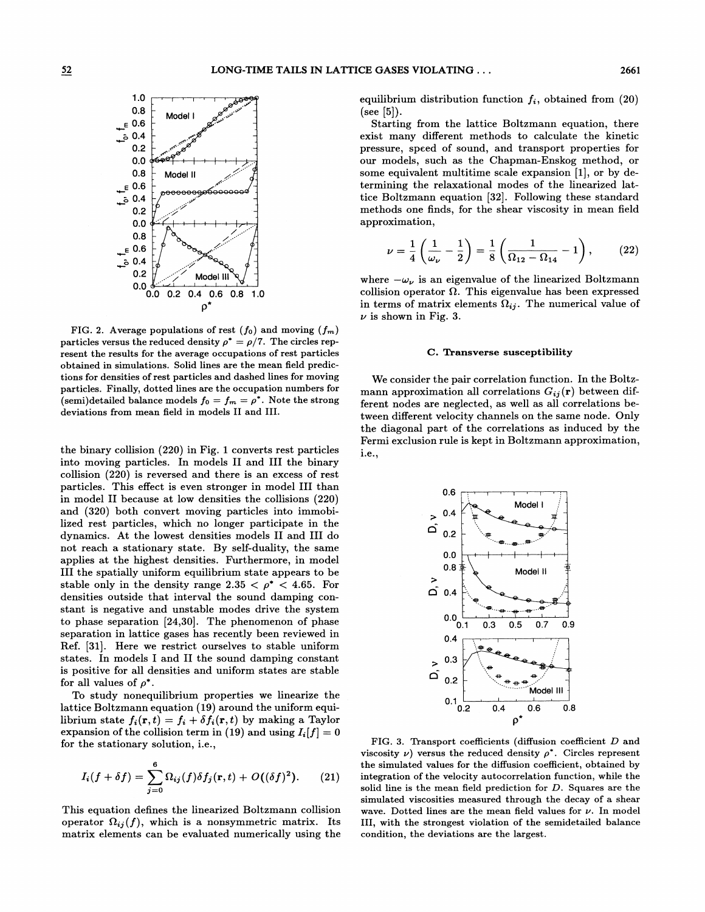FIG. 2. Average populations of rest ($f_0$) and moving ($f_m$) particles versus the reduced density $\rho^* = \rho/7$. The circles represent the results for the average occupations of rest particles obtained in simulations. Solid lines are the mean field predictions for densities of rest particles and dashed lines for moving particles. Finally, dotted lines are the occupation numbers for (semi)detailed balance models $f_0 = f_m = \rho^*$. Note the strong deviations from mean field in models II and III.

the binary collision (220) in Fig. 1 converts rest particles into moving particles. In models II and III the binary collision (220) is reversed and there is an excess of rest particles. This effect is even stronger in model III than in model II because at low densities the collisions (220) and (320) both convert moving particles into immobilized rest particles, which no longer participate in the dynamics. At the lowest densities models II and III do not reach a stationary state. By self-duality, the same applies at the highest densities. Furthermore, in model III the spatially uniform equilibrium state appears to be stable only in the density range $2.35 < \rho^* < 4.65$. For densities outside that interval the sound damping constant is negative and unstable modes drive the system to phase separation [24,30]. The phenomenon of phase separation in lattice gases has recently been reviewed in Ref. [31]. Here we restrict ourselves to stable uniform states. In models I and II the sound damping constant is positive for all densities and uniform states are stable for all values of $\rho^*$.

To study nonequilibrium properties we linearize the lattice Boltzmann equation (19) around the uniform equilibrium state $f_i(\mathbf{r}, t) = f_i + \delta f_i(\mathbf{r}, t)$ by making a Taylor expansion of the collision term in (19) and using $I_i[f] = 0$ for the stationary solution, i.e.,

$$I_i(f + \delta f) = \sum_{j=0}^{6} \Omega_{ij}(f)\delta f_j(\mathbf{r}, t) + O((\delta f)^2). \quad (21)$$

This equation defines the linearized Boltzmann collision operator $\Omega_{ij}(f)$, which is a nonsymmetric matrix. Its matrix elements can be evaluated numerically using the equilibrium distribution function $f_i$, obtained from (20) (see [5]).

Starting from the lattice Boltzmann equation, there exist many different methods to calculate the kinetic pressure, speed of sound, and transport properties for our models, such as the Chapman-Enskog method, or some equivalent multitime scale expansion [1], or by determining the relaxational modes of the linearized lattice Boltzmann equation [32]. Following these standard methods one finds, for the shear viscosity in mean field approximation,

$$\nu = \frac{1}{4}\left(\frac{1}{\omega_\nu} - \frac{1}{2}\right) = \frac{1}{8}\left(\frac{1}{\Omega_{12} - \Omega_{14}} - 1\right), \quad (22)$$

where $-\omega_\nu$ is an eigenvalue of the linearized Boltzmann collision operator $\Omega$. This eigenvalue has been expressed in terms of matrix elements $\Omega_{ij}$. The numerical value of $\nu$ is shown in Fig. 3.

### C. Transverse susceptibility

We consider the pair correlation function. In the Boltzmann approximation all correlations $G_{ij}(\mathbf{r})$ between different nodes are neglected, as well as all correlations between different velocity channels on the same node. Only the diagonal part of the correlations as induced by the Fermi exclusion rule is kept in Boltzmann approximation, i.e.,

FIG. 3. Transport coefficients (diffusion coefficient $D$ and viscosity $\nu$) versus the reduced density $\rho^*$. Circles represent the simulated values for the diffusion coefficient, obtained by integration of the velocity autocorrelation function, while the solid line is the mean field prediction for $D$. Squares are the simulated viscosities measured through the decay of a shear wave. Dotted lines are the mean field values for $\nu$. In model III, with the strongest violation of the semidetailed balance condition, the deviations are the largest.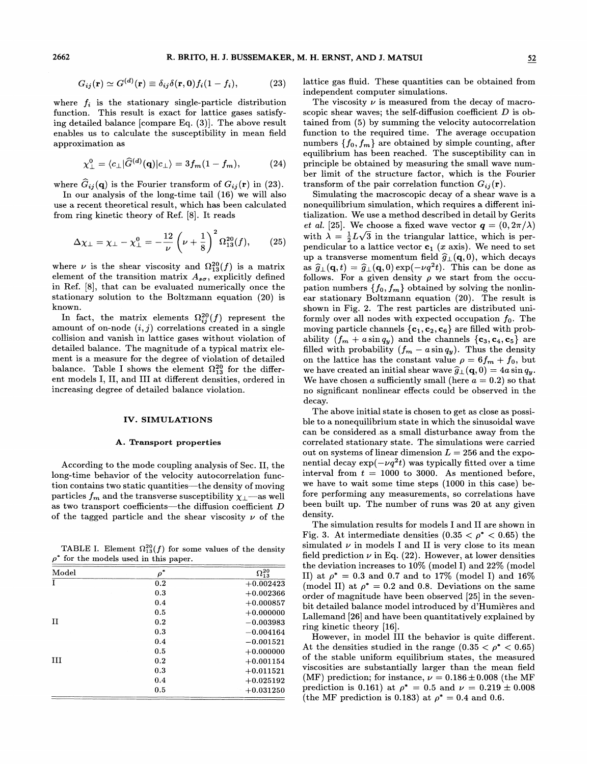$$G_{ij}(\mathbf{r}) \simeq G^{(d)}(\mathbf{r}) \equiv \delta_{ij}\delta(\mathbf{r},\mathbf{0})f_i(1-f_i), \tag{23}$$

where $f_i$ is the stationary single-particle distribution function. This result is exact for lattice gases satisfying detailed balance [compare Eq. (3)]. The above result enables us to calculate the susceptibility in mean field approximation as

$$\chi_\perp^0 = \langle c_\perp|\widehat{G}^{(d)}(\mathbf{q})|c_\perp\rangle = 3f_m(1-f_m), \tag{24}$$

where $\widehat{G}_{ij}(\mathbf{q})$ is the Fourier transform of $G_{ij}(\mathbf{r})$ in (23).

In our analysis of the long-time tail (16) we will also use a recent theoretical result, which has been calculated from ring kinetic theory of Ref. [8]. It reads

$$\Delta\chi_\perp = \chi_\perp - \chi_\perp^0 = -\frac{12}{\nu}\left(\nu+\frac{1}{8}\right)^2 \Omega_{13}^{20}(f), \tag{25}$$

where $\nu$ is the shear viscosity and $\Omega_{13}^{20}(f)$ is a matrix element of the transition matrix $A_{s\sigma}$, explicitly defined in Ref. [8], that can be evaluated numerically once the stationary solution to the Boltzmann equation (20) is known.

In fact, the matrix elements $\Omega_{ij}^{20}(f)$ represent the amount of on-node $(i,j)$ correlations created in a single collision and vanish in lattice gases without violation of detailed balance. The magnitude of a typical matrix element is a measure for the degree of violation of detailed balance. Table I shows the element $\Omega_{13}^{20}$ for the different models I, II, and III at different densities, ordered in increasing degree of detailed balance violation.

## IV. SIMULATIONS

### A. Transport properties

According to the mode coupling analysis of Sec. II, the long-time behavior of the velocity autocorrelation function contains two static quantities—the density of moving particles $f_m$ and the transverse susceptibility $\chi_\perp$—as well as two transport coefficients—the diffusion coefficient $D$ of the tagged particle and the shear viscosity $\nu$ of the lattice gas fluid. These quantities can be obtained from independent computer simulations.

TABLE I. Element $\Omega_{13}^{20}(f)$ for some values of the density $\rho^*$ for the models used in this paper.

| Model | $\rho^*$ | $\Omega_{13}^{20}$ |
|---|---|---|
| I | 0.2 | +0.002423 |
| | 0.3 | +0.002366 |
| | 0.4 | +0.000857 |
| | 0.5 | +0.000000 |
| II | 0.2 | −0.003983 |
| | 0.3 | −0.004164 |
| | 0.4 | −0.001521 |
| | 0.5 | +0.000000 |
| III | 0.2 | +0.001154 |
| | 0.3 | +0.011521 |
| | 0.4 | +0.025192 |
| | 0.5 | +0.031250 |

The viscosity $\nu$ is measured from the decay of macroscopic shear waves; the self-diffusion coefficient $D$ is obtained from (5) by summing the velocity autocorrelation function to the required time. The average occupation numbers $\{f_0, f_m\}$ are obtained by simple counting, after equilibrium has been reached. The susceptibility can in principle be obtained by measuring the small wave number limit of the structure factor, which is the Fourier transform of the pair correlation function $G_{ij}(\mathbf{r})$.

Simulating the macroscopic decay of a shear wave is a nonequilibrium simulation, which requires a different initialization. We use a method described in detail by Gerits *et al.* [25]. We choose a fixed wave vector $\boldsymbol{q} = (0, 2\pi/\lambda)$ with $\lambda = \frac{1}{2}L\sqrt{3}$ in the triangular lattice, which is perpendicular to a lattice vector $\mathbf{c}_1$ ($x$ axis). We need to set up a transverse momentum field $\widehat{g}_\perp(\mathbf{q},0)$, which decays as $\widehat{g}_\perp(\mathbf{q},t) = \widehat{g}_\perp(\mathbf{q},0)\exp(-\nu q^2 t)$. This can be done as follows. For a given density $\rho$ we start from the occupation numbers $\{f_0, f_m\}$ obtained by solving the nonlinear stationary Boltzmann equation (20). The result is shown in Fig. 2. The rest particles are distributed uniformly over all nodes with expected occupation $f_0$. The moving particle channels $\{\mathbf{c}_1, \mathbf{c}_2, \mathbf{c}_6\}$ are filled with probability $(f_m + a\sin q_y)$ and the channels $\{\mathbf{c}_3, \mathbf{c}_4, \mathbf{c}_5\}$ are filled with probability $(f_m - a\sin q_y)$. Thus the density on the lattice has the constant value $\rho = 6f_m + f_0$, but we have created an initial shear wave $\widehat{g}_\perp(\mathbf{q},0) = 4a\sin q_y$. We have chosen $a$ sufficiently small (here $a = 0.2$) so that no significant nonlinear effects could be observed in the decay.

The above initial state is chosen to get as close as possible to a nonequilibrium state in which the sinusoidal wave can be considered as a small disturbance away from the correlated stationary state. The simulations were carried out on systems of linear dimension $L = 256$ and the exponential decay $\exp(-\nu q^2 t)$ was typically fitted over a time interval from $t = 1000$ to 3000. As mentioned before, we have to wait some time steps (1000 in this case) before performing any measurements, so correlations have been built up. The number of runs was 20 at any given density.

The simulation results for models I and II are shown in Fig. 3. At intermediate densities ($0.35 < \rho^* < 0.65$) the simulated $\nu$ in models I and II is very close to its mean field prediction $\nu$ in Eq. (22). However, at lower densities the deviation increases to 10% (model I) and 22% (model II) at $\rho^* = 0.3$ and 0.7 and to 17% (model I) and 16% (model II) at $\rho^* = 0.2$ and 0.8. Deviations on the same order of magnitude have been observed [25] in the seven-bit detailed balance model introduced by d'Humières and Lallemand [26] and have been quantitatively explained by ring kinetic theory [16].

However, in model III the behavior is quite different. At the densities studied in the range ($0.35 < \rho^* < 0.65$) of the stable uniform equilibrium states, the measured viscosities are substantially larger than the mean field (MF) prediction; for instance, $\nu = 0.186 \pm 0.008$ (the MF prediction is 0.161) at $\rho^* = 0.5$ and $\nu = 0.219 \pm 0.008$ (the MF prediction is 0.183) at $\rho^* = 0.4$ and 0.6.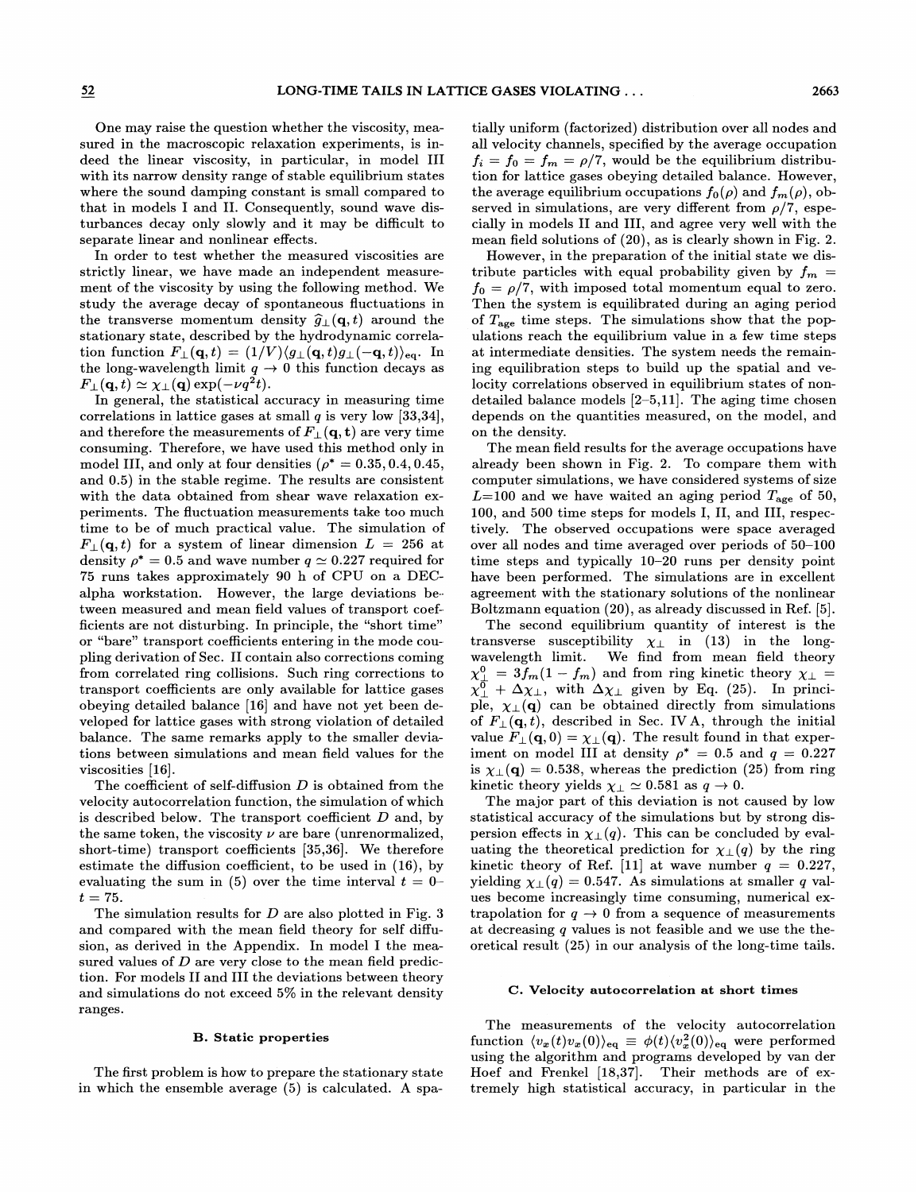One may raise the question whether the viscosity, measured in the macroscopic relaxation experiments, is indeed the linear viscosity, in particular, in model III with its narrow density range of stable equilibrium states where the sound damping constant is small compared to that in models I and II. Consequently, sound wave disturbances decay only slowly and it may be difficult to separate linear and nonlinear effects.

In order to test whether the measured viscosities are strictly linear, we have made an independent measurement of the viscosity by using the following method. We study the average decay of spontaneous fluctuations in the transverse momentum density $\hat{g}_\perp(\mathbf{q}, t)$ around the stationary state, described by the hydrodynamic correlation function $F_\perp(\mathbf{q}, t) = (1/V)\langle g_\perp(\mathbf{q}, t) g_\perp(-\mathbf{q}, t)\rangle_{\rm eq}$. In the long-wavelength limit $q \to 0$ this function decays as $F_\perp(\mathbf{q}, t) \simeq \chi_\perp(\mathbf{q}) \exp(-\nu q^2 t)$.

In general, the statistical accuracy in measuring time correlations in lattice gases at small $q$ is very low [33,34], and therefore the measurements of $F_\perp(\mathbf{q}, \mathbf{t})$ are very time consuming. Therefore, we have used this method only in model III, and only at four densities ($\rho^* = 0.35, 0.4, 0.45,$ and $0.5$) in the stable regime. The results are consistent with the data obtained from shear wave relaxation experiments. The fluctuation measurements take too much time to be of much practical value. The simulation of $F_\perp(\mathbf{q}, t)$ for a system of linear dimension $L = 256$ at density $\rho^* = 0.5$ and wave number $q \simeq 0.227$ required for 75 runs takes approximately 90 h of CPU on a DEC-alpha workstation. However, the large deviations between measured and mean field values of transport coefficients are not disturbing. In principle, the "short time" or "bare" transport coefficients entering in the mode coupling derivation of Sec. II contain also corrections coming from correlated ring collisions. Such ring corrections to transport coefficients are only available for lattice gases obeying detailed balance [16] and have not yet been developed for lattice gases with strong violation of detailed balance. The same remarks apply to the smaller deviations between simulations and mean field values for the viscosities [16].

The coefficient of self-diffusion $D$ is obtained from the velocity autocorrelation function, the simulation of which is described below. The transport coefficient $D$ and, by the same token, the viscosity $\nu$ are bare (unrenormalized, short-time) transport coefficients [35,36]. We therefore estimate the diffusion coefficient, to be used in (16), by evaluating the sum in (5) over the time interval $t = 0$–$t = 75$.

The simulation results for $D$ are also plotted in Fig. 3 and compared with the mean field theory for self diffusion, as derived in the Appendix. In model I the measured values of $D$ are very close to the mean field prediction. For models II and III the deviations between theory and simulations do not exceed 5% in the relevant density ranges.

### B. Static properties

The first problem is how to prepare the stationary state in which the ensemble average (5) is calculated. A spatially uniform (factorized) distribution over all nodes and all velocity channels, specified by the average occupation $f_i = f_0 = f_m = \rho/7$, would be the equilibrium distribution for lattice gases obeying detailed balance. However, the average equilibrium occupations $f_0(\rho)$ and $f_m(\rho)$, observed in simulations, are very different from $\rho/7$, especially in models II and III, and agree very well with the mean field solutions of (20), as is clearly shown in Fig. 2.

However, in the preparation of the initial state we distribute particles with equal probability given by $f_m = f_0 = \rho/7$, with imposed total momentum equal to zero. Then the system is equilibrated during an aging period of $T_{\rm age}$ time steps. The simulations show that the populations reach the equilibrium value in a few time steps at intermediate densities. The system needs the remaining equilibration steps to build up the spatial and velocity correlations observed in equilibrium states of non-detailed balance models [2–5,11]. The aging time chosen depends on the quantities measured, on the model, and on the density.

The mean field results for the average occupations have already been shown in Fig. 2. To compare them with computer simulations, we have considered systems of size $L$=100 and we have waited an aging period $T_{\rm age}$ of 50, 100, and 500 time steps for models I, II, and III, respectively. The observed occupations were space averaged over all nodes and time averaged over periods of 50–100 time steps and typically 10–20 runs per density point have been performed. The simulations are in excellent agreement with the stationary solutions of the nonlinear Boltzmann equation (20), as already discussed in Ref. [5].

The second equilibrium quantity of interest is the transverse susceptibility $\chi_\perp$ in (13) in the long-wavelength limit. We find from mean field theory $\chi_\perp^0 = 3f_m(1 - f_m)$ and from ring kinetic theory $\chi_\perp = \chi_\perp^0 + \Delta\chi_\perp$, with $\Delta\chi_\perp$ given by Eq. (25). In principle, $\chi_\perp(\mathbf{q})$ can be obtained directly from simulations of $F_\perp(\mathbf{q}, t)$, described in Sec. IV A, through the initial value $F_\perp(\mathbf{q}, 0) = \chi_\perp(\mathbf{q})$. The result found in that experiment on model III at density $\rho^* = 0.5$ and $q = 0.227$ is $\chi_\perp(\mathbf{q}) = 0.538$, whereas the prediction (25) from ring kinetic theory yields $\chi_\perp \simeq 0.581$ as $q \to 0$.

The major part of this deviation is not caused by low statistical accuracy of the simulations but by strong dispersion effects in $\chi_\perp(q)$. This can be concluded by evaluating the theoretical prediction for $\chi_\perp(q)$ by the ring kinetic theory of Ref. [11] at wave number $q = 0.227$, yielding $\chi_\perp(q) = 0.547$. As simulations at smaller $q$ values become increasingly time consuming, numerical extrapolation for $q \to 0$ from a sequence of measurements at decreasing $q$ values is not feasible and we use the theoretical result (25) in our analysis of the long-time tails.

### C. Velocity autocorrelation at short times

The measurements of the velocity autocorrelation function $\langle v_x(t) v_x(0)\rangle_{\rm eq} \equiv \phi(t)\langle v_x^2(0)\rangle_{\rm eq}$ were performed using the algorithm and programs developed by van der Hoef and Frenkel [18,37]. Their methods are of extremely high statistical accuracy, in particular in the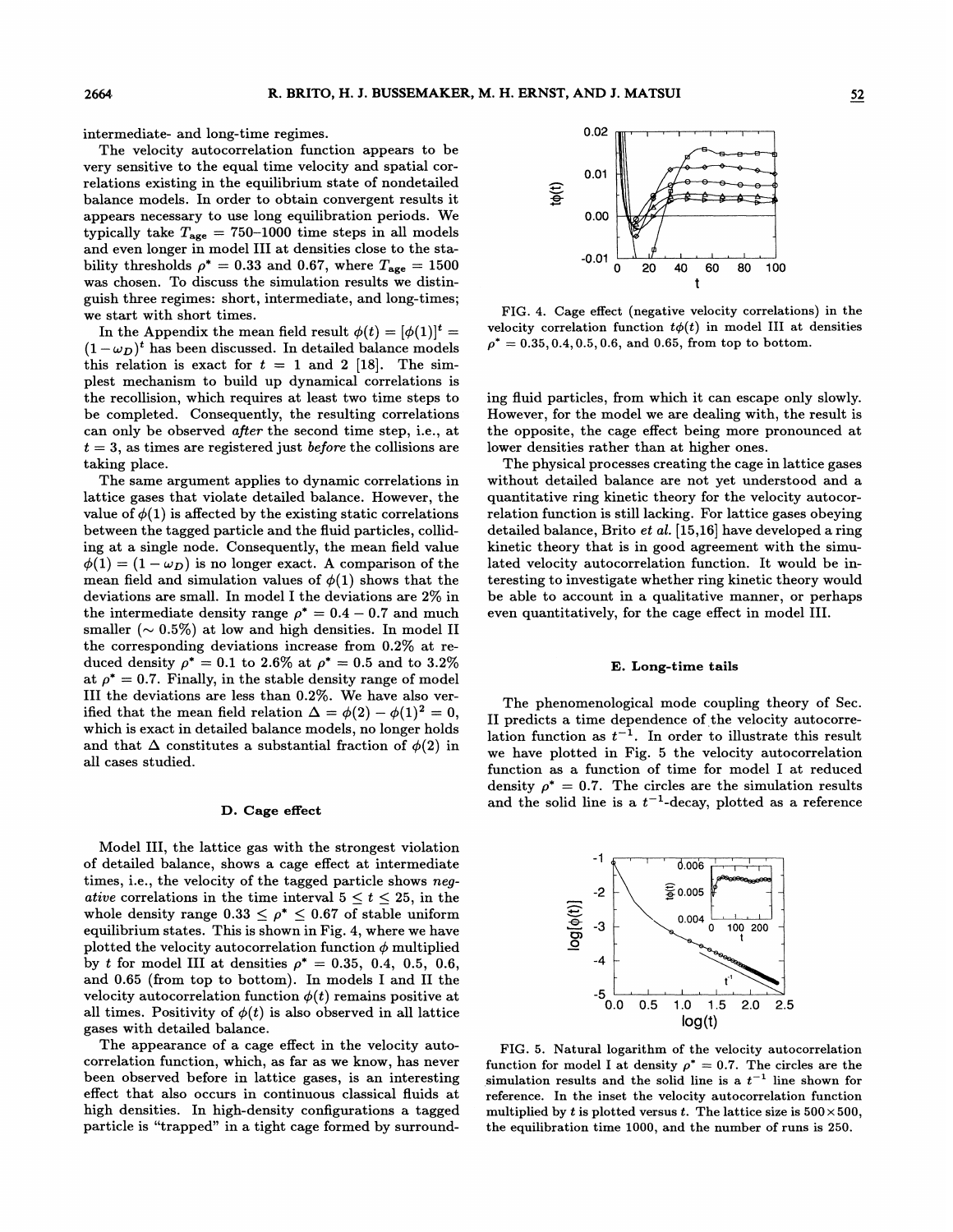intermediate- and long-time regimes.

The velocity autocorrelation function appears to be very sensitive to the equal time velocity and spatial correlations existing in the equilibrium state of nondetailed balance models. In order to obtain convergent results it appears necessary to use long equilibration periods. We typically take $T_{\rm age} = 750$–$1000$ time steps in all models and even longer in model III at densities close to the stability thresholds $\rho^* = 0.33$ and $0.67$, where $T_{\rm age} = 1500$ was chosen. To discuss the simulation results we distinguish three regimes: short, intermediate, and long-times; we start with short times.

In the Appendix the mean field result $\phi(t) = [\phi(1)]^t = (1-\omega_D)^t$ has been discussed. In detailed balance models this relation is exact for $t = 1$ and $2$ [18]. The simplest mechanism to build up dynamical correlations is the recollision, which requires at least two time steps to be completed. Consequently, the resulting correlations can only be observed *after* the second time step, i.e., at $t = 3$, as times are registered just *before* the collisions are taking place.

The same argument applies to dynamic correlations in lattice gases that violate detailed balance. However, the value of $\phi(1)$ is affected by the existing static correlations between the tagged particle and the fluid particles, colliding at a single node. Consequently, the mean field value $\phi(1) = (1-\omega_D)$ is no longer exact. A comparison of the mean field and simulation values of $\phi(1)$ shows that the deviations are small. In model I the deviations are 2% in the intermediate density range $\rho^* = 0.4 - 0.7$ and much smaller ($\sim 0.5\%$) at low and high densities. In model II the corresponding deviations increase from 0.2% at reduced density $\rho^* = 0.1$ to 2.6% at $\rho^* = 0.5$ and to 3.2% at $\rho^* = 0.7$. Finally, in the stable density range of model III the deviations are less than 0.2%. We have also verified that the mean field relation $\Delta = \phi(2) - \phi(1)^2 = 0$, which is exact in detailed balance models, no longer holds and that $\Delta$ constitutes a substantial fraction of $\phi(2)$ in all cases studied.

### D. Cage effect

Model III, the lattice gas with the strongest violation of detailed balance, shows a cage effect at intermediate times, i.e., the velocity of the tagged particle shows *negative* correlations in the time interval $5 \le t \le 25$, in the whole density range $0.33 \le \rho^* \le 0.67$ of stable uniform equilibrium states. This is shown in Fig. 4, where we have plotted the velocity autocorrelation function $\phi$ multiplied by $t$ for model III at densities $\rho^* = 0.35$, $0.4$, $0.5$, $0.6$, and $0.65$ (from top to bottom). In models I and II the velocity autocorrelation function $\phi(t)$ remains positive at all times. Positivity of $\phi(t)$ is also observed in all lattice gases with detailed balance.

The appearance of a cage effect in the velocity autocorrelation function, which, as far as we know, has never been observed before in lattice gases, is an interesting effect that also occurs in continuous classical fluids at high densities. In high-density configurations a tagged particle is "trapped" in a tight cage formed by surrounding fluid particles, from which it can escape only slowly. However, for the model we are dealing with, the result is the opposite, the cage effect being more pronounced at lower densities rather than at higher ones.

FIG. 4. Cage effect (negative velocity correlations) in the velocity correlation function $t\phi(t)$ in model III at densities $\rho^* = 0.35, 0.4, 0.5, 0.6$, and $0.65$, from top to bottom.

The physical processes creating the cage in lattice gases without detailed balance are not yet understood and a quantitative ring kinetic theory for the velocity autocorrelation function is still lacking. For lattice gases obeying detailed balance, Brito *et al.* [15,16] have developed a ring kinetic theory that is in good agreement with the simulated velocity autocorrelation function. It would be interesting to investigate whether ring kinetic theory would be able to account in a qualitative manner, or perhaps even quantitatively, for the cage effect in model III.

### E. Long-time tails

The phenomenological mode coupling theory of Sec. II predicts a time dependence of the velocity autocorrelation function as $t^{-1}$. In order to illustrate this result we have plotted in Fig. 5 the velocity autocorrelation function as a function of time for model I at reduced density $\rho^* = 0.7$. The circles are the simulation results and the solid line is a $t^{-1}$-decay, plotted as a reference

FIG. 5. Natural logarithm of the velocity autocorrelation function for model I at density $\rho^* = 0.7$. The circles are the simulation results and the solid line is a $t^{-1}$ line shown for reference. In the inset the velocity autocorrelation function multiplied by $t$ is plotted versus $t$. The lattice size is $500 \times 500$, the equilibration time 1000, and the number of runs is 250.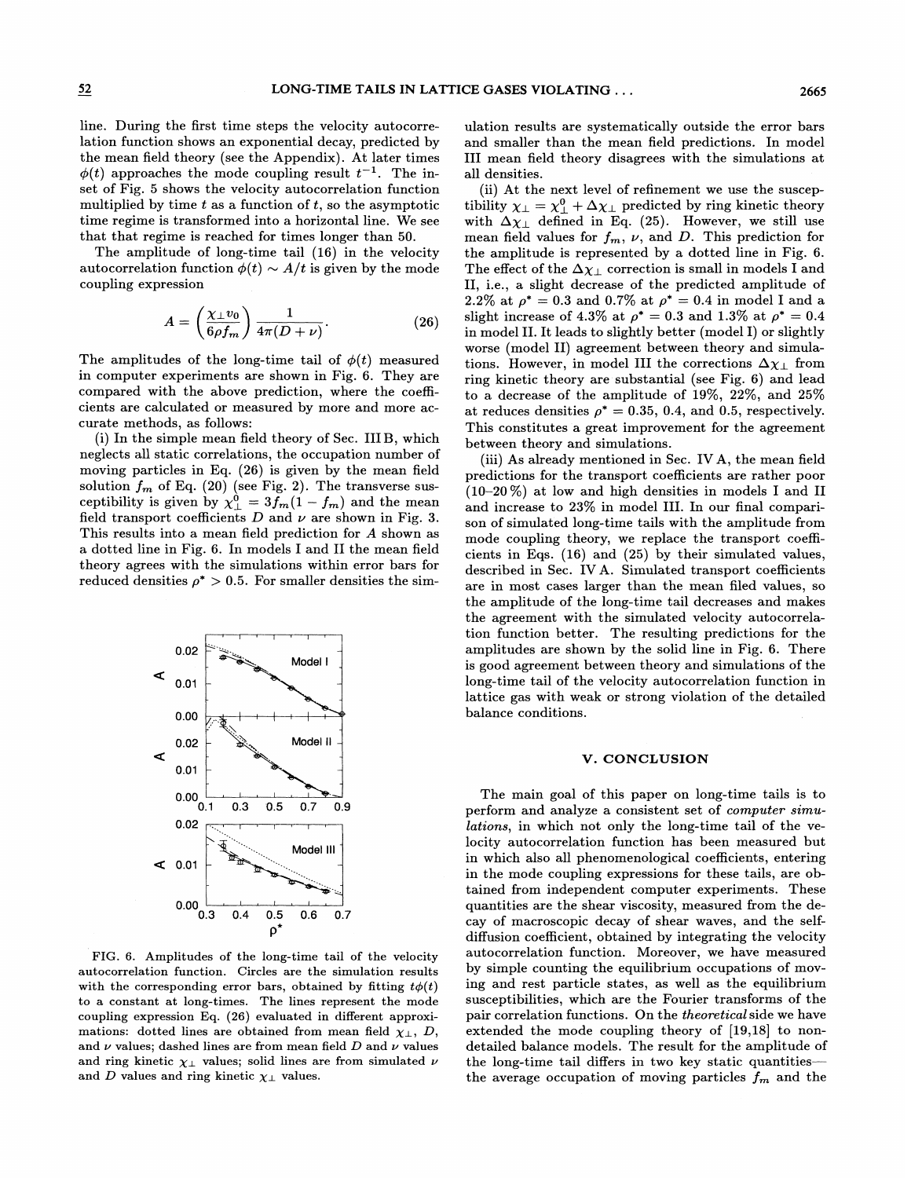line. During the first time steps the velocity autocorrelation function shows an exponential decay, predicted by the mean field theory (see the Appendix). At later times $\phi(t)$ approaches the mode coupling result $t^{-1}$. The inset of Fig. 5 shows the velocity autocorrelation function multiplied by time $t$ as a function of $t$, so the asymptotic time regime is transformed into a horizontal line. We see that that regime is reached for times longer than 50.

The amplitude of long-time tail (16) in the velocity autocorrelation function $\phi(t) \sim A/t$ is given by the mode coupling expression

$$A = \left(\frac{\chi_\perp v_0}{6\rho f_m}\right) \frac{1}{4\pi(D+\nu)}. \tag{26}$$

The amplitudes of the long-time tail of $\phi(t)$ measured in computer experiments are shown in Fig. 6. They are compared with the above prediction, where the coefficients are calculated or measured by more and more accurate methods, as follows:

(i) In the simple mean field theory of Sec. III B, which neglects all static correlations, the occupation number of moving particles in Eq. (26) is given by the mean field solution $f_m$ of Eq. (20) (see Fig. 2). The transverse susceptibility is given by $\chi^0_\perp = 3f_m(1-f_m)$ and the mean field transport coefficients $D$ and $\nu$ are shown in Fig. 3. This results into a mean field prediction for $A$ shown as a dotted line in Fig. 6. In models I and II the mean field theory agrees with the simulations within error bars for reduced densities $\rho^* > 0.5$. For smaller densities the simulation results are systematically outside the error bars and smaller than the mean field predictions. In model III mean field theory disagrees with the simulations at all densities.

(ii) At the next level of refinement we use the susceptibility $\chi_\perp = \chi^0_\perp + \Delta\chi_\perp$ predicted by ring kinetic theory with $\Delta\chi_\perp$ defined in Eq. (25). However, we still use mean field values for $f_m$, $\nu$, and $D$. This prediction for the amplitude is represented by a dotted line in Fig. 6. The effect of the $\Delta\chi_\perp$ correction is small in models I and II, i.e., a slight decrease of the predicted amplitude of 2.2% at $\rho^* = 0.3$ and 0.7% at $\rho^* = 0.4$ in model I and a slight increase of 4.3% at $\rho^* = 0.3$ and 1.3% at $\rho^* = 0.4$ in model II. It leads to slightly better (model I) or slightly worse (model II) agreement between theory and simulations. However, in model III the corrections $\Delta\chi_\perp$ from ring kinetic theory are substantial (see Fig. 6) and lead to a decrease of the amplitude of 19%, 22%, and 25% at reduces densities $\rho^* = 0.35$, 0.4, and 0.5, respectively. This constitutes a great improvement for the agreement between theory and simulations.

(iii) As already mentioned in Sec. IV A, the mean field predictions for the transport coefficients are rather poor (10–20 %) at low and high densities in models I and II and increase to 23% in model III. In our final comparison of simulated long-time tails with the amplitude from mode coupling theory, we replace the transport coefficients in Eqs. (16) and (25) by their simulated values, described in Sec. IV A. Simulated transport coefficients are in most cases larger than the mean filed values, so the amplitude of the long-time tail decreases and makes the agreement with the simulated velocity autocorrelation function better. The resulting predictions for the amplitudes are shown by the solid line in Fig. 6. There is good agreement between theory and simulations of the long-time tail of the velocity autocorrelation function in lattice gas with weak or strong violation of the detailed balance conditions.

FIG. 6. Amplitudes of the long-time tail of the velocity autocorrelation function. Circles are the simulation results with the corresponding error bars, obtained by fitting $t\phi(t)$ to a constant at long-times. The lines represent the mode coupling expression Eq. (26) evaluated in different approximations: dotted lines are obtained from mean field $\chi_\perp$, $D$, and $\nu$ values; dashed lines are from mean field $D$ and $\nu$ values and ring kinetic $\chi_\perp$ values; solid lines are from simulated $\nu$ and $D$ values and ring kinetic $\chi_\perp$ values.

## V. CONCLUSION

The main goal of this paper on long-time tails is to perform and analyze a consistent set of *computer simulations*, in which not only the long-time tail of the velocity autocorrelation function has been measured but in which also all phenomenological coefficients, entering in the mode coupling expressions for these tails, are obtained from independent computer experiments. These quantities are the shear viscosity, measured from the decay of macroscopic decay of shear waves, and the self-diffusion coefficient, obtained by integrating the velocity autocorrelation function. Moreover, we have measured by simple counting the equilibrium occupations of moving and rest particle states, as well as the equilibrium susceptibilities, which are the Fourier transforms of the pair correlation functions. On the *theoretical* side we have extended the mode coupling theory of [19,18] to non-detailed balance models. The result for the amplitude of the long-time tail differs in two key static quantities—the average occupation of moving particles $f_m$ and the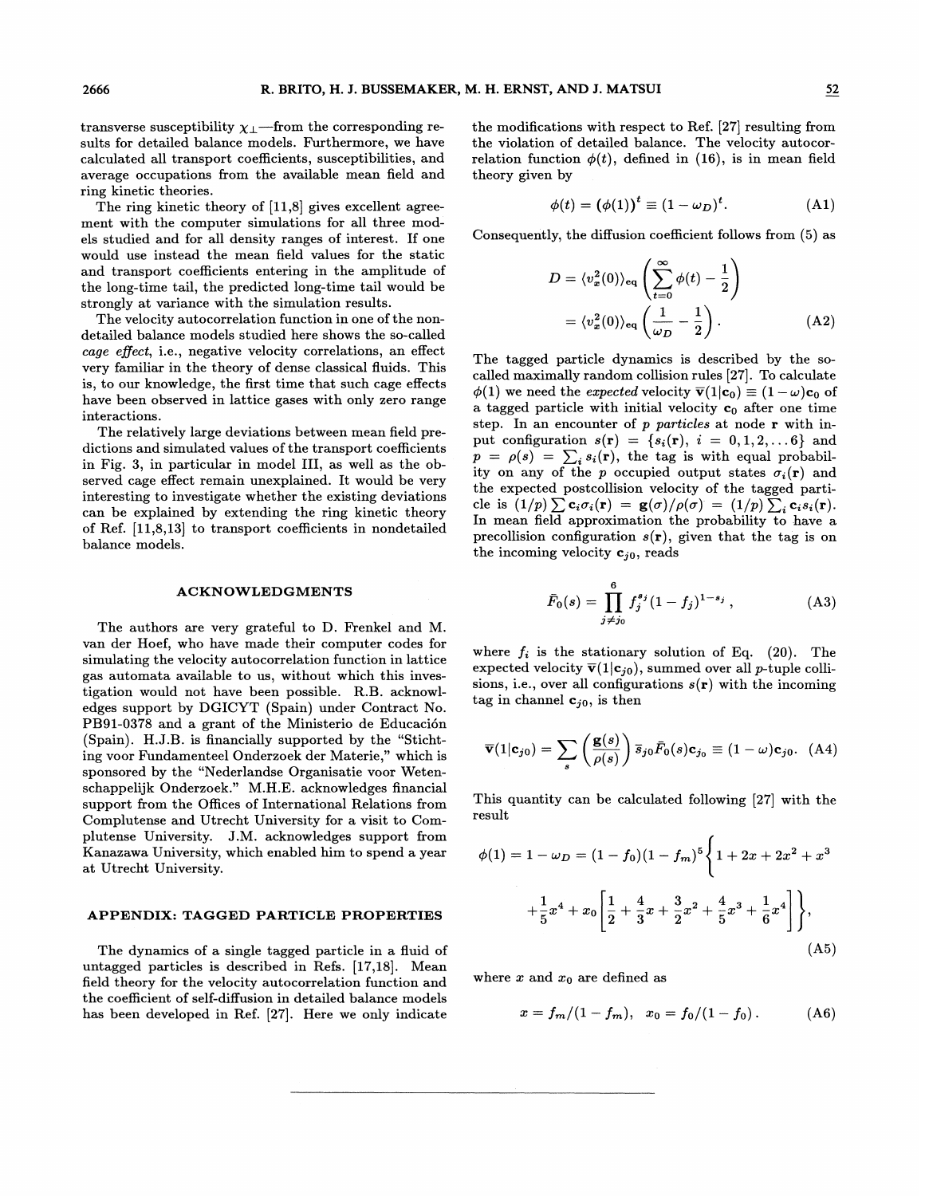transverse susceptibility $\chi_\perp$—from the corresponding results for detailed balance models. Furthermore, we have calculated all transport coefficients, susceptibilities, and average occupations from the available mean field and ring kinetic theories.

The ring kinetic theory of [11,8] gives excellent agreement with the computer simulations for all three models studied and for all density ranges of interest. If one would use instead the mean field values for the static and transport coefficients entering in the amplitude of the long-time tail, the predicted long-time tail would be strongly at variance with the simulation results.

The velocity autocorrelation function in one of the nondetailed balance models studied here shows the so-called *cage effect*, i.e., negative velocity correlations, an effect very familiar in the theory of dense classical fluids. This is, to our knowledge, the first time that such cage effects have been observed in lattice gases with only zero range interactions.

The relatively large deviations between mean field predictions and simulated values of the transport coefficients in Fig. 3, in particular in model III, as well as the observed cage effect remain unexplained. It would be very interesting to investigate whether the existing deviations can be explained by extending the ring kinetic theory of Ref. [11,8,13] to transport coefficients in nondetailed balance models.

## ACKNOWLEDGMENTS

The authors are very grateful to D. Frenkel and M. van der Hoef, who have made their computer codes for simulating the velocity autocorrelation function in lattice gas automata available to us, without which this investigation would not have been possible. R.B. acknowledges support by DGICYT (Spain) under Contract No. PB91-0378 and a grant of the Ministerio de Educación (Spain). H.J.B. is financially supported by the "Stichting voor Fundamenteel Onderzoek der Materie," which is sponsored by the "Nederlandse Organisatie voor Wetenschappelijk Onderzoek." M.H.E. acknowledges financial support from the Offices of International Relations from Complutense and Utrecht University for a visit to Complutense University. J.M. acknowledges support from Kanazawa University, which enabled him to spend a year at Utrecht University.

## APPENDIX: TAGGED PARTICLE PROPERTIES

The dynamics of a single tagged particle in a fluid of untagged particles is described in Refs. [17,18]. Mean field theory for the velocity autocorrelation function and the coefficient of self-diffusion in detailed balance models has been developed in Ref. [27]. Here we only indicate the modifications with respect to Ref. [27] resulting from the violation of detailed balance. The velocity autocorrelation function $\phi(t)$, defined in (16), is in mean field theory given by

$$\phi(t) = (\phi(1))^t \equiv (1-\omega_D)^t. \tag{A1}$$

Consequently, the diffusion coefficient follows from (5) as

$$\begin{aligned} D &= \langle v_x^2(0)\rangle_{\rm eq}\left(\sum_{t=0}^{\infty}\phi(t)-\frac{1}{2}\right) \\ &= \langle v_x^2(0)\rangle_{\rm eq}\left(\frac{1}{\omega_D}-\frac{1}{2}\right). \end{aligned}\tag{A2}$$

The tagged particle dynamics is described by the so-called maximally random collision rules [27]. To calculate $\phi(1)$ we need the *expected* velocity $\overline{\mathbf{v}}(1|\mathbf{c}_0) \equiv (1-\omega)\mathbf{c}_0$ of a tagged particle with initial velocity $\mathbf{c}_0$ after one time step. In an encounter of $p$ *particles* at node $\mathbf{r}$ with input configuration $s(\mathbf{r}) = \{s_i(\mathbf{r}),\ i = 0,1,2,\ldots 6\}$ and $p = \rho(s) = \sum_i s_i(\mathbf{r})$, the tag is with equal probability on any of the $p$ occupied output states $\sigma_i(\mathbf{r})$ and the expected postcollision velocity of the tagged particle is $(1/p)\sum \mathbf{c}_i\sigma_i(\mathbf{r}) = \mathbf{g}(\sigma)/\rho(\sigma) = (1/p)\sum_i \mathbf{c}_i s_i(\mathbf{r})$. In mean field approximation the probability to have a precollision configuration $s(\mathbf{r})$, given that the tag is on the incoming velocity $\mathbf{c}_{j0}$, reads

$$\bar{F}_0(s) = \prod_{j\neq j_0}^{6} f_j^{s_j}(1-f_j)^{1-s_j}, \tag{A3}$$

where $f_i$ is the stationary solution of Eq. (20). The expected velocity $\overline{\mathbf{v}}(1|\mathbf{c}_{j0})$, summed over all $p$-tuple collisions, i.e., over all configurations $s(\mathbf{r})$ with the incoming tag in channel $\mathbf{c}_{j0}$, is then

$$\overline{\mathbf{v}}(1|\mathbf{c}_{j0}) = \sum_s \left(\frac{\mathbf{g}(s)}{\rho(s)}\right)\bar{s}_{j0}\bar{F}_0(s)\mathbf{c}_{j_0} \equiv (1-\omega)\mathbf{c}_{j0}. \tag{A4}$$

This quantity can be calculated following [27] with the result

$$\begin{aligned}\phi(1) = 1-\omega_D = (1-f_0)(1-f_m)^5\Bigg\{&1+2x+2x^2+x^3 \\ &+\frac{1}{5}x^4 + x_0\left[\frac{1}{2}+\frac{4}{3}x+\frac{3}{2}x^2+\frac{4}{5}x^3+\frac{1}{6}x^4\right]\Bigg\},\end{aligned}\tag{A5}$$

where $x$ and $x_0$ are defined as

$$x = f_m/(1-f_m), \quad x_0 = f_0/(1-f_0). \tag{A6}$$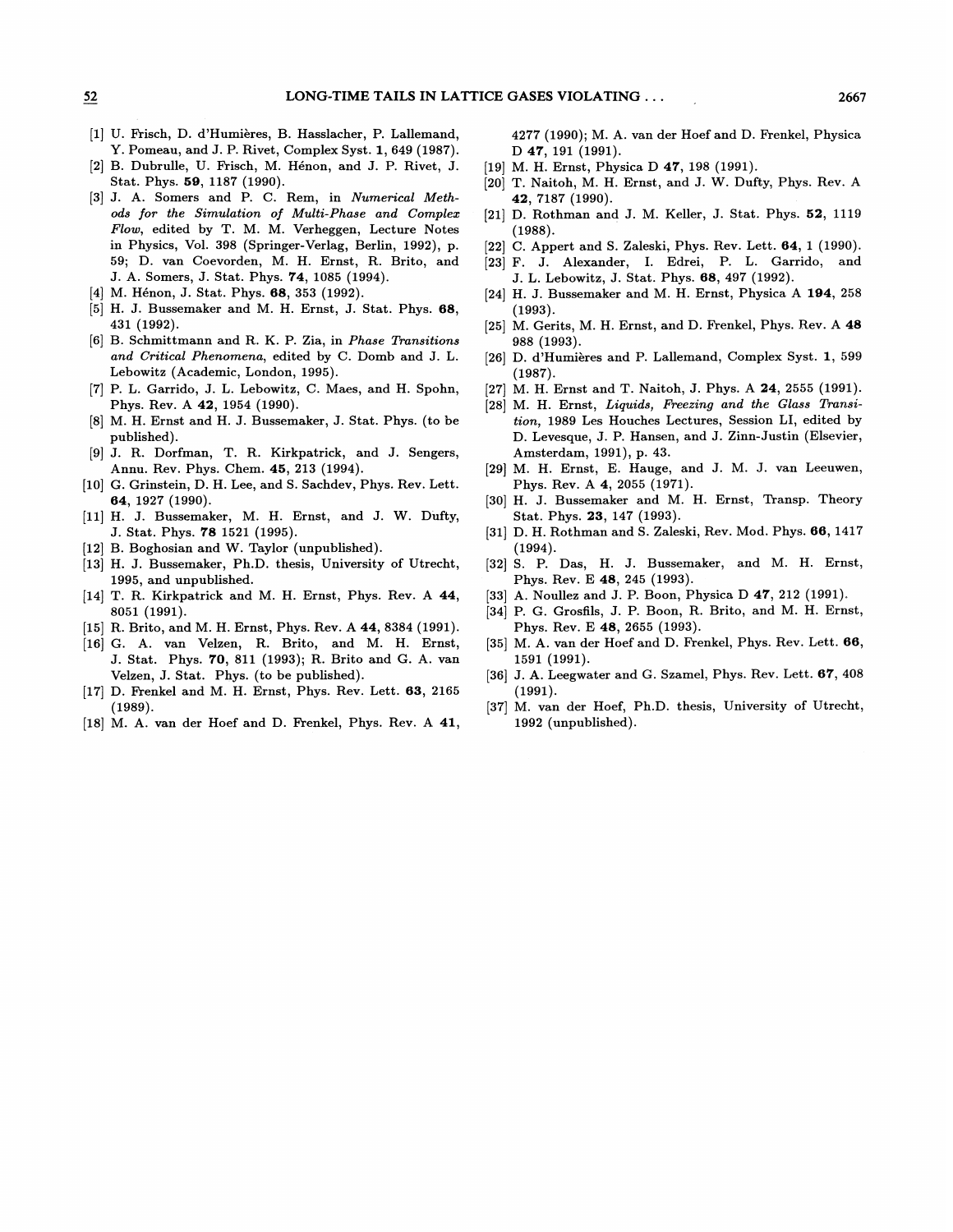[1] U. Frisch, D. d'Humières, B. Hasslacher, P. Lallemand, Y. Pomeau, and J. P. Rivet, Complex Syst. **1**, 649 (1987).

[2] B. Dubrulle, U. Frisch, M. Hénon, and J. P. Rivet, J. Stat. Phys. **59**, 1187 (1990).

[3] J. A. Somers and P. C. Rem, in *Numerical Methods for the Simulation of Multi-Phase and Complex Flow*, edited by T. M. M. Verheggen, Lecture Notes in Physics, Vol. 398 (Springer-Verlag, Berlin, 1992), p. 59; D. van Coevorden, M. H. Ernst, R. Brito, and J. A. Somers, J. Stat. Phys. **74**, 1085 (1994).

[4] M. Hénon, J. Stat. Phys. **68**, 353 (1992).

[5] H. J. Bussemaker and M. H. Ernst, J. Stat. Phys. **68**, 431 (1992).

[6] B. Schmittmann and R. K. P. Zia, in *Phase Transitions and Critical Phenomena*, edited by C. Domb and J. L. Lebowitz (Academic, London, 1995).

[7] P. L. Garrido, J. L. Lebowitz, C. Maes, and H. Spohn, Phys. Rev. A **42**, 1954 (1990).

[8] M. H. Ernst and H. J. Bussemaker, J. Stat. Phys. (to be published).

[9] J. R. Dorfman, T. R. Kirkpatrick, and J. Sengers, Annu. Rev. Phys. Chem. **45**, 213 (1994).

[10] G. Grinstein, D. H. Lee, and S. Sachdev, Phys. Rev. Lett. **64**, 1927 (1990).

[11] H. J. Bussemaker, M. H. Ernst, and J. W. Dufty, J. Stat. Phys. **78** 1521 (1995).

[12] B. Boghosian and W. Taylor (unpublished).

[13] H. J. Bussemaker, Ph.D. thesis, University of Utrecht, 1995, and unpublished.

[14] T. R. Kirkpatrick and M. H. Ernst, Phys. Rev. A **44**, 8051 (1991).

[15] R. Brito, and M. H. Ernst, Phys. Rev. A **44**, 8384 (1991).

[16] G. A. van Velzen, R. Brito, and M. H. Ernst, J. Stat. Phys. **70**, 811 (1993); R. Brito and G. A. van Velzen, J. Stat. Phys. (to be published).

[17] D. Frenkel and M. H. Ernst, Phys. Rev. Lett. **63**, 2165 (1989).

[18] M. A. van der Hoef and D. Frenkel, Phys. Rev. A **41**, 4277 (1990); M. A. van der Hoef and D. Frenkel, Physica D **47**, 191 (1991).

[19] M. H. Ernst, Physica D **47**, 198 (1991).

[20] T. Naitoh, M. H. Ernst, and J. W. Dufty, Phys. Rev. A **42**, 7187 (1990).

[21] D. Rothman and J. M. Keller, J. Stat. Phys. **52**, 1119 (1988).

[22] C. Appert and S. Zaleski, Phys. Rev. Lett. **64**, 1 (1990).

[23] F. J. Alexander, I. Edrei, P. L. Garrido, and J. L. Lebowitz, J. Stat. Phys. **68**, 497 (1992).

[24] H. J. Bussemaker and M. H. Ernst, Physica A **194**, 258 (1993).

[25] M. Gerits, M. H. Ernst, and D. Frenkel, Phys. Rev. A **48** 988 (1993).

[26] D. d'Humières and P. Lallemand, Complex Syst. **1**, 599 (1987).

[27] M. H. Ernst and T. Naitoh, J. Phys. A **24**, 2555 (1991).

[28] M. H. Ernst, *Liquids, Freezing and the Glass Transition*, 1989 Les Houches Lectures, Session LI, edited by D. Levesque, J. P. Hansen, and J. Zinn-Justin (Elsevier, Amsterdam, 1991), p. 43.

[29] M. H. Ernst, E. Hauge, and J. M. J. van Leeuwen, Phys. Rev. A **4**, 2055 (1971).

[30] H. J. Bussemaker and M. H. Ernst, Transp. Theory Stat. Phys. **23**, 147 (1993).

[31] D. H. Rothman and S. Zaleski, Rev. Mod. Phys. **66**, 1417 (1994).

[32] S. P. Das, H. J. Bussemaker, and M. H. Ernst, Phys. Rev. E **48**, 245 (1993).

[33] A. Noullez and J. P. Boon, Physica D **47**, 212 (1991).

[34] P. G. Grosfils, J. P. Boon, R. Brito, and M. H. Ernst, Phys. Rev. E **48**, 2655 (1993).

[35] M. A. van der Hoef and D. Frenkel, Phys. Rev. Lett. **66**, 1591 (1991).

[36] J. A. Leegwater and G. Szamel, Phys. Rev. Lett. **67**, 408 (1991).

[37] M. van der Hoef, Ph.D. thesis, University of Utrecht, 1992 (unpublished).